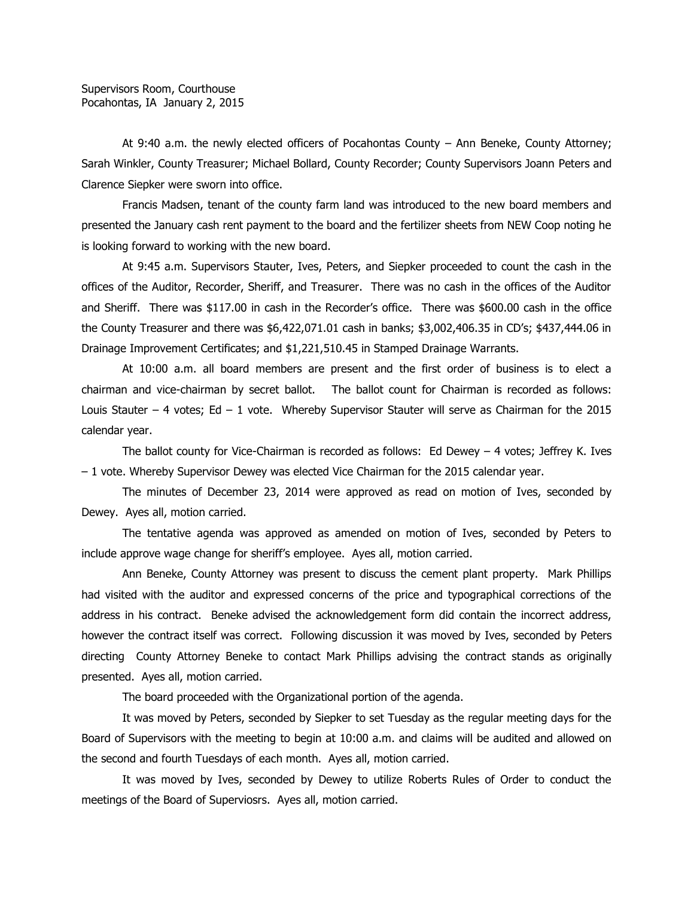Supervisors Room, Courthouse
Pocahontas, IA January 2, 2015

At 9:40 a.m. the newly elected officers of Pocahontas County – Ann Beneke, County Attorney; Sarah Winkler, County Treasurer; Michael Bollard, County Recorder; County Supervisors Joann Peters and Clarence Siepker were sworn into office.

Francis Madsen, tenant of the county farm land was introduced to the new board members and presented the January cash rent payment to the board and the fertilizer sheets from NEW Coop noting he is looking forward to working with the new board.

At 9:45 a.m. Supervisors Stauter, Ives, Peters, and Siepker proceeded to count the cash in the offices of the Auditor, Recorder, Sheriff, and Treasurer. There was no cash in the offices of the Auditor and Sheriff. There was $117.00 in cash in the Recorder's office. There was $600.00 cash in the office the County Treasurer and there was $6,422,071.01 cash in banks; $3,002,406.35 in CD's; $437,444.06 in Drainage Improvement Certificates; and $1,221,510.45 in Stamped Drainage Warrants.

At 10:00 a.m. all board members are present and the first order of business is to elect a chairman and vice-chairman by secret ballot. The ballot count for Chairman is recorded as follows: Louis Stauter – 4 votes; Ed – 1 vote. Whereby Supervisor Stauter will serve as Chairman for the 2015 calendar year.

The ballot county for Vice-Chairman is recorded as follows: Ed Dewey – 4 votes; Jeffrey K. Ives – 1 vote. Whereby Supervisor Dewey was elected Vice Chairman for the 2015 calendar year.

The minutes of December 23, 2014 were approved as read on motion of Ives, seconded by Dewey. Ayes all, motion carried.

The tentative agenda was approved as amended on motion of Ives, seconded by Peters to include approve wage change for sheriff's employee. Ayes all, motion carried.

Ann Beneke, County Attorney was present to discuss the cement plant property. Mark Phillips had visited with the auditor and expressed concerns of the price and typographical corrections of the address in his contract. Beneke advised the acknowledgement form did contain the incorrect address, however the contract itself was correct. Following discussion it was moved by Ives, seconded by Peters directing County Attorney Beneke to contact Mark Phillips advising the contract stands as originally presented. Ayes all, motion carried.

The board proceeded with the Organizational portion of the agenda.

It was moved by Peters, seconded by Siepker to set Tuesday as the regular meeting days for the Board of Supervisors with the meeting to begin at 10:00 a.m. and claims will be audited and allowed on the second and fourth Tuesdays of each month. Ayes all, motion carried.

It was moved by Ives, seconded by Dewey to utilize Roberts Rules of Order to conduct the meetings of the Board of Superviosrs. Ayes all, motion carried.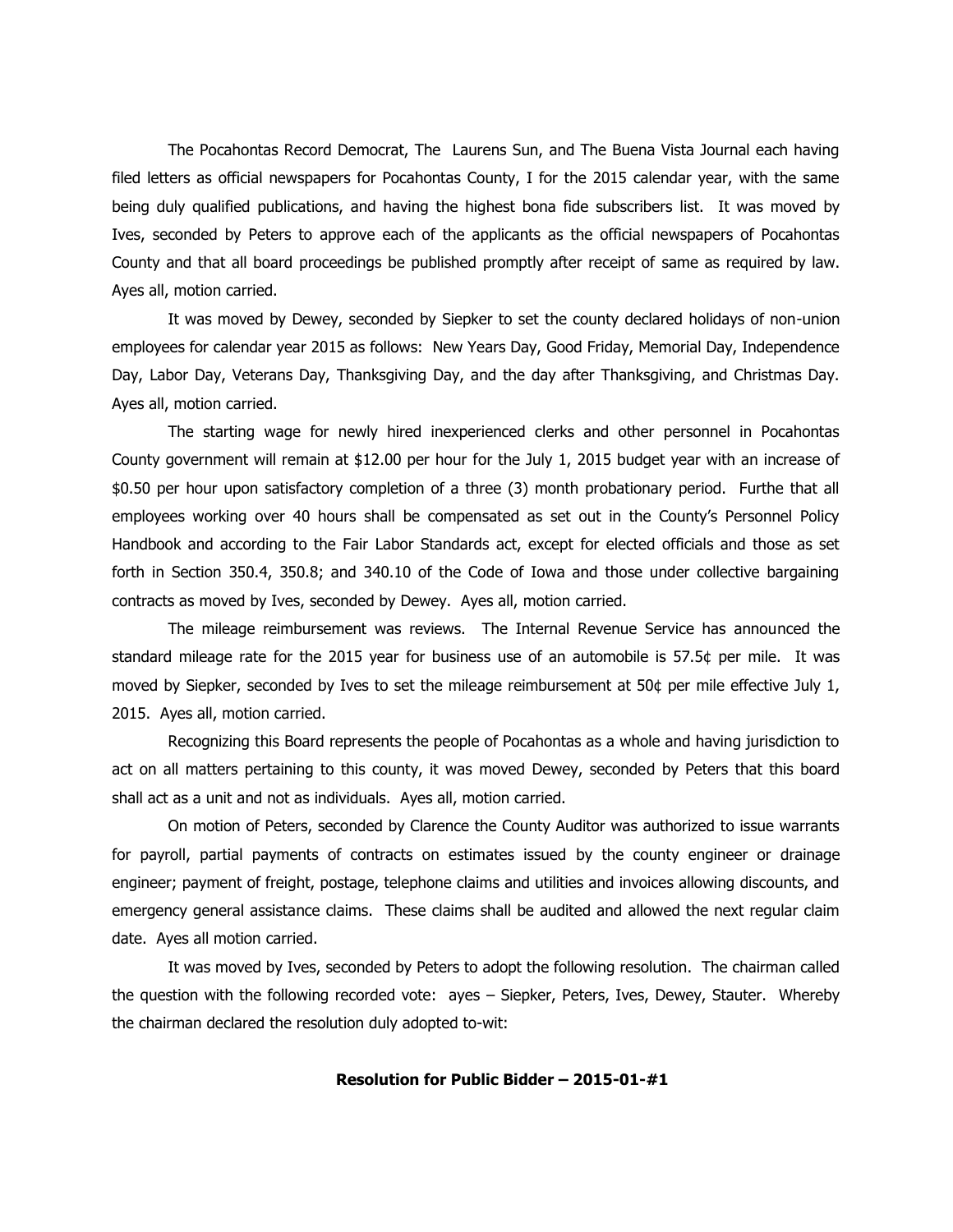The Pocahontas Record Democrat, The Laurens Sun, and The Buena Vista Journal each having filed letters as official newspapers for Pocahontas County, I for the 2015 calendar year, with the same being duly qualified publications, and having the highest bona fide subscribers list. It was moved by Ives, seconded by Peters to approve each of the applicants as the official newspapers of Pocahontas County and that all board proceedings be published promptly after receipt of same as required by law. Ayes all, motion carried.

It was moved by Dewey, seconded by Siepker to set the county declared holidays of non-union employees for calendar year 2015 as follows: New Years Day, Good Friday, Memorial Day, Independence Day, Labor Day, Veterans Day, Thanksgiving Day, and the day after Thanksgiving, and Christmas Day. Ayes all, motion carried.

The starting wage for newly hired inexperienced clerks and other personnel in Pocahontas County government will remain at $12.00 per hour for the July 1, 2015 budget year with an increase of $0.50 per hour upon satisfactory completion of a three (3) month probationary period. Furthe that all employees working over 40 hours shall be compensated as set out in the County's Personnel Policy Handbook and according to the Fair Labor Standards act, except for elected officials and those as set forth in Section 350.4, 350.8; and 340.10 of the Code of Iowa and those under collective bargaining contracts as moved by Ives, seconded by Dewey. Ayes all, motion carried.

The mileage reimbursement was reviews. The Internal Revenue Service has announced the standard mileage rate for the 2015 year for business use of an automobile is 57.5¢ per mile. It was moved by Siepker, seconded by Ives to set the mileage reimbursement at 50¢ per mile effective July 1, 2015. Ayes all, motion carried.

Recognizing this Board represents the people of Pocahontas as a whole and having jurisdiction to act on all matters pertaining to this county, it was moved Dewey, seconded by Peters that this board shall act as a unit and not as individuals. Ayes all, motion carried.

On motion of Peters, seconded by Clarence the County Auditor was authorized to issue warrants for payroll, partial payments of contracts on estimates issued by the county engineer or drainage engineer; payment of freight, postage, telephone claims and utilities and invoices allowing discounts, and emergency general assistance claims. These claims shall be audited and allowed the next regular claim date. Ayes all motion carried.

It was moved by Ives, seconded by Peters to adopt the following resolution. The chairman called the question with the following recorded vote: ayes – Siepker, Peters, Ives, Dewey, Stauter. Whereby the chairman declared the resolution duly adopted to-wit:

**Resolution for Public Bidder – 2015-01-#1**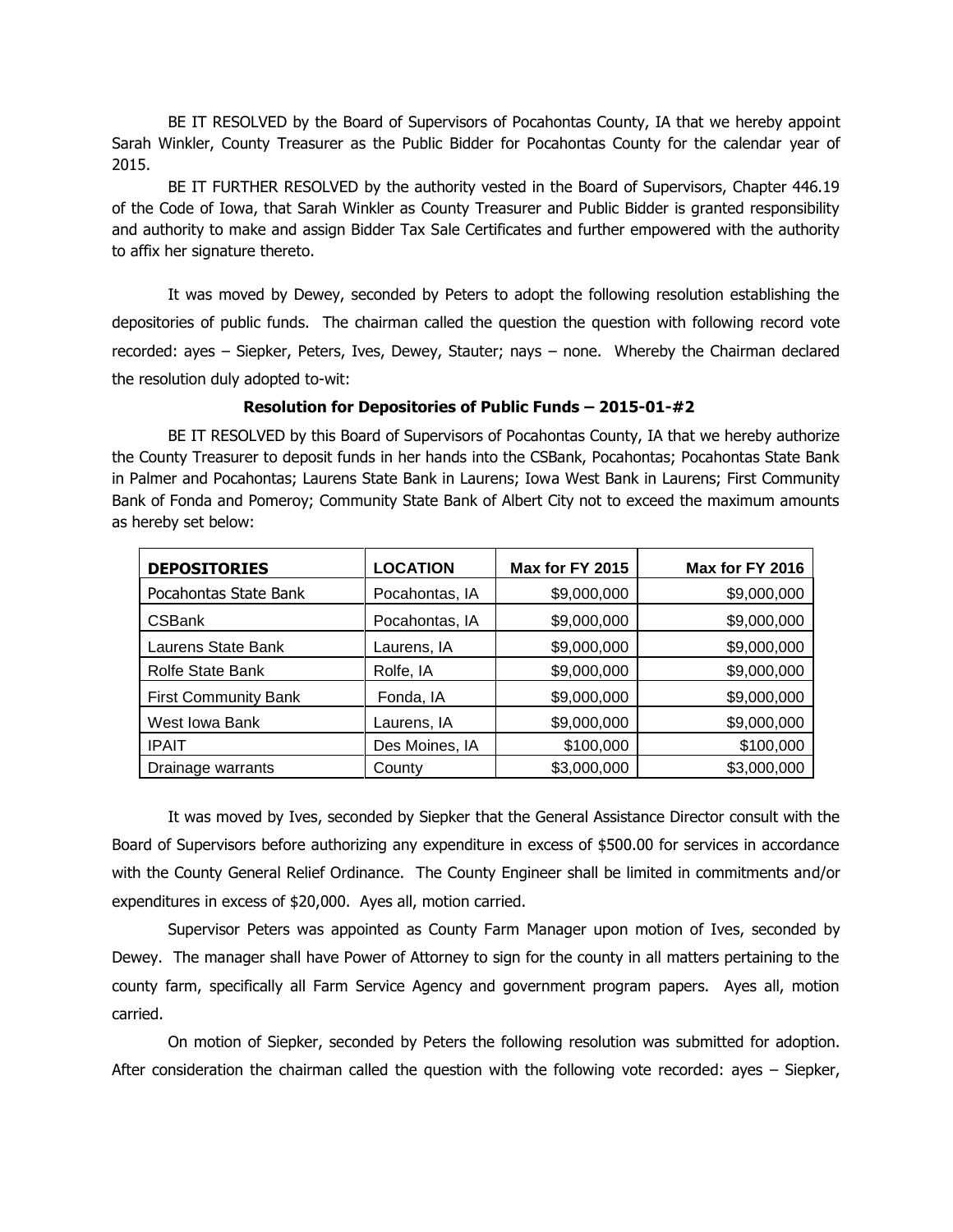BE IT RESOLVED by the Board of Supervisors of Pocahontas County, IA that we hereby appoint Sarah Winkler, County Treasurer as the Public Bidder for Pocahontas County for the calendar year of 2015.

BE IT FURTHER RESOLVED by the authority vested in the Board of Supervisors, Chapter 446.19 of the Code of Iowa, that Sarah Winkler as County Treasurer and Public Bidder is granted responsibility and authority to make and assign Bidder Tax Sale Certificates and further empowered with the authority to affix her signature thereto.

It was moved by Dewey, seconded by Peters to adopt the following resolution establishing the depositories of public funds. The chairman called the question the question with following record vote recorded: ayes – Siepker, Peters, Ives, Dewey, Stauter; nays – none. Whereby the Chairman declared the resolution duly adopted to-wit:

**Resolution for Depositories of Public Funds – 2015-01-#2**

BE IT RESOLVED by this Board of Supervisors of Pocahontas County, IA that we hereby authorize the County Treasurer to deposit funds in her hands into the CSBank, Pocahontas; Pocahontas State Bank in Palmer and Pocahontas; Laurens State Bank in Laurens; Iowa West Bank in Laurens; First Community Bank of Fonda and Pomeroy; Community State Bank of Albert City not to exceed the maximum amounts as hereby set below:

| DEPOSITORIES | LOCATION | Max for FY 2015 | Max for FY 2016 |
|---|---|---|---|
| Pocahontas State Bank | Pocahontas, IA | $9,000,000 | $9,000,000 |
| CSBank | Pocahontas, IA | $9,000,000 | $9,000,000 |
| Laurens State Bank | Laurens, IA | $9,000,000 | $9,000,000 |
| Rolfe State Bank | Rolfe, IA | $9,000,000 | $9,000,000 |
| First Community Bank | Fonda, IA | $9,000,000 | $9,000,000 |
| West Iowa Bank | Laurens, IA | $9,000,000 | $9,000,000 |
| IPAIT | Des Moines, IA | $100,000 | $100,000 |
| Drainage warrants | County | $3,000,000 | $3,000,000 |

It was moved by Ives, seconded by Siepker that the General Assistance Director consult with the Board of Supervisors before authorizing any expenditure in excess of $500.00 for services in accordance with the County General Relief Ordinance. The County Engineer shall be limited in commitments and/or expenditures in excess of $20,000. Ayes all, motion carried.

Supervisor Peters was appointed as County Farm Manager upon motion of Ives, seconded by Dewey. The manager shall have Power of Attorney to sign for the county in all matters pertaining to the county farm, specifically all Farm Service Agency and government program papers. Ayes all, motion carried.

On motion of Siepker, seconded by Peters the following resolution was submitted for adoption. After consideration the chairman called the question with the following vote recorded: ayes – Siepker,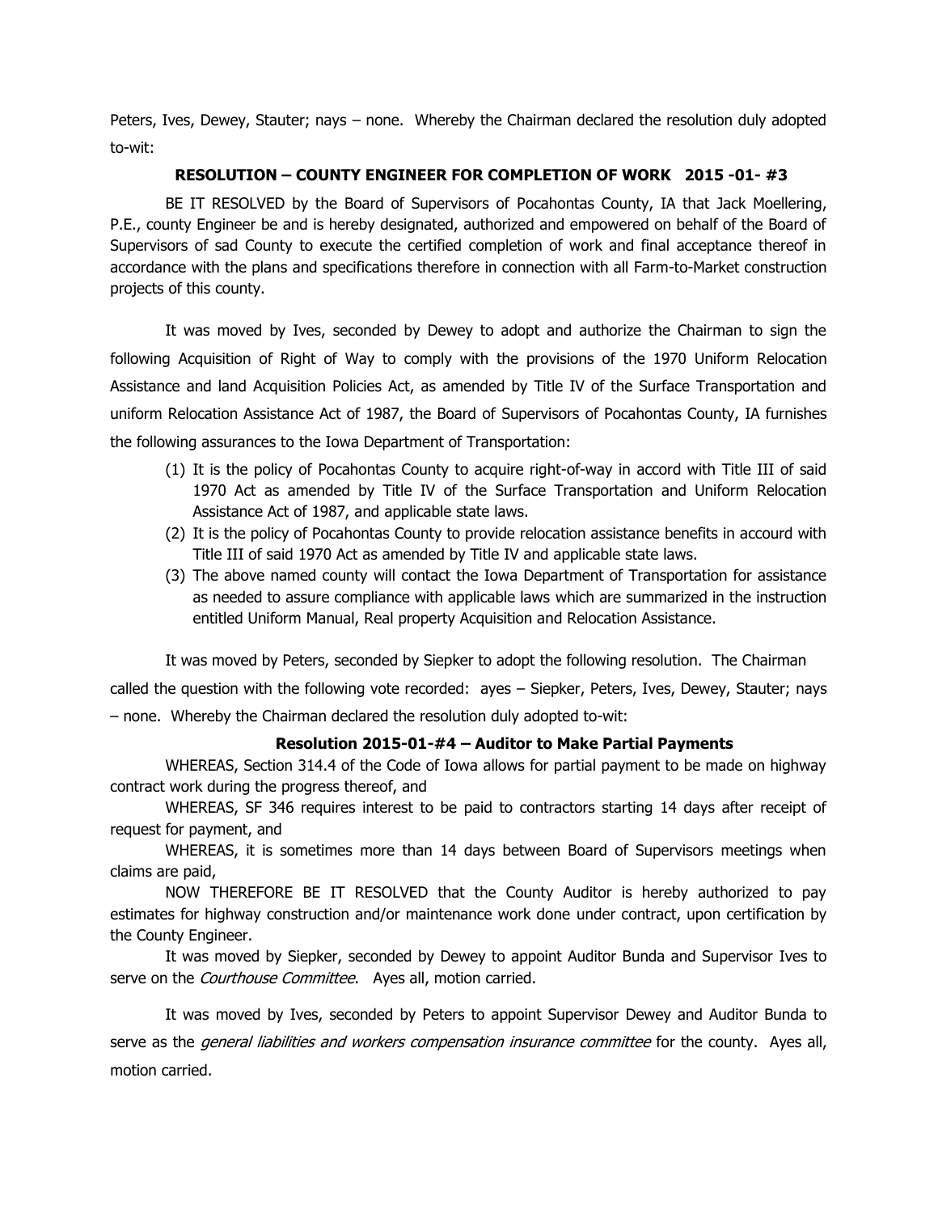Peters, Ives, Dewey, Stauter; nays – none. Whereby the Chairman declared the resolution duly adopted to-wit:

**RESOLUTION – COUNTY ENGINEER FOR COMPLETION OF WORK 2015 -01- #3**

BE IT RESOLVED by the Board of Supervisors of Pocahontas County, IA that Jack Moellering, P.E., county Engineer be and is hereby designated, authorized and empowered on behalf of the Board of Supervisors of sad County to execute the certified completion of work and final acceptance thereof in accordance with the plans and specifications therefore in connection with all Farm-to-Market construction projects of this county.

It was moved by Ives, seconded by Dewey to adopt and authorize the Chairman to sign the following Acquisition of Right of Way to comply with the provisions of the 1970 Uniform Relocation Assistance and land Acquisition Policies Act, as amended by Title IV of the Surface Transportation and uniform Relocation Assistance Act of 1987, the Board of Supervisors of Pocahontas County, IA furnishes the following assurances to the Iowa Department of Transportation:

1. It is the policy of Pocahontas County to acquire right-of-way in accord with Title III of said 1970 Act as amended by Title IV of the Surface Transportation and Uniform Relocation Assistance Act of 1987, and applicable state laws.
2. It is the policy of Pocahontas County to provide relocation assistance benefits in accourd with Title III of said 1970 Act as amended by Title IV and applicable state laws.
3. The above named county will contact the Iowa Department of Transportation for assistance as needed to assure compliance with applicable laws which are summarized in the instruction entitled Uniform Manual, Real property Acquisition and Relocation Assistance.

It was moved by Peters, seconded by Siepker to adopt the following resolution. The Chairman called the question with the following vote recorded: ayes – Siepker, Peters, Ives, Dewey, Stauter; nays – none. Whereby the Chairman declared the resolution duly adopted to-wit:

**Resolution 2015-01-#4 – Auditor to Make Partial Payments**

WHEREAS, Section 314.4 of the Code of Iowa allows for partial payment to be made on highway contract work during the progress thereof, and

WHEREAS, SF 346 requires interest to be paid to contractors starting 14 days after receipt of request for payment, and

WHEREAS, it is sometimes more than 14 days between Board of Supervisors meetings when claims are paid,

NOW THEREFORE BE IT RESOLVED that the County Auditor is hereby authorized to pay estimates for highway construction and/or maintenance work done under contract, upon certification by the County Engineer.

It was moved by Siepker, seconded by Dewey to appoint Auditor Bunda and Supervisor Ives to serve on the *Courthouse Committee*. Ayes all, motion carried.

It was moved by Ives, seconded by Peters to appoint Supervisor Dewey and Auditor Bunda to serve as the *general liabilities and workers compensation insurance committee* for the county. Ayes all, motion carried.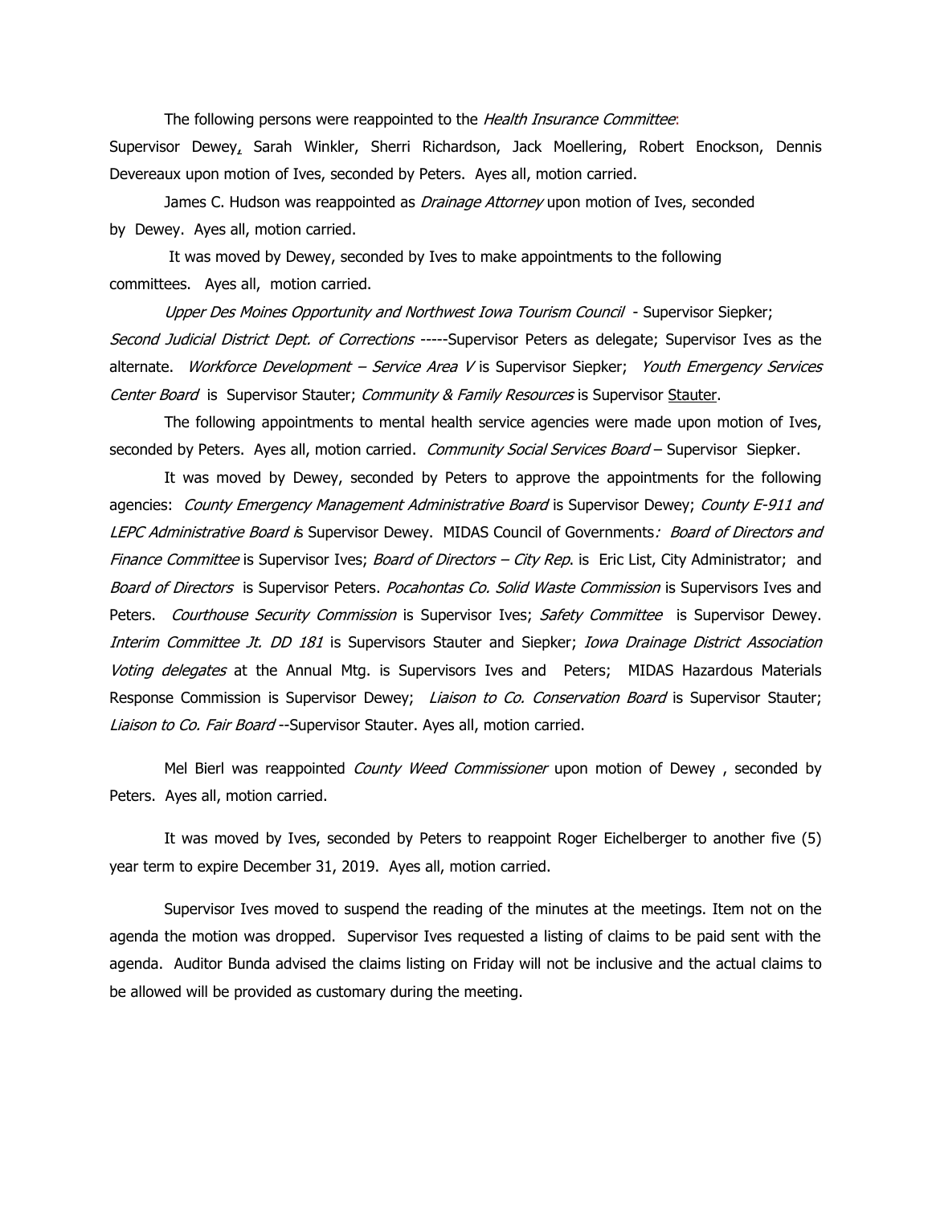The following persons were reappointed to the *Health Insurance Committee*: Supervisor Dewey, Sarah Winkler, Sherri Richardson, Jack Moellering, Robert Enockson, Dennis Devereaux upon motion of Ives, seconded by Peters. Ayes all, motion carried.

James C. Hudson was reappointed as *Drainage Attorney* upon motion of Ives, seconded by Dewey. Ayes all, motion carried.

It was moved by Dewey, seconded by Ives to make appointments to the following committees. Ayes all, motion carried.

*Upper Des Moines Opportunity and Northwest Iowa Tourism Council* - Supervisor Siepker; *Second Judicial District Dept. of Corrections* -----Supervisor Peters as delegate; Supervisor Ives as the alternate. *Workforce Development – Service Area V* is Supervisor Siepker; *Youth Emergency Services Center Board* is Supervisor Stauter; *Community & Family Resources* is Supervisor Stauter.

The following appointments to mental health service agencies were made upon motion of Ives, seconded by Peters. Ayes all, motion carried. *Community Social Services Board* – Supervisor Siepker.

It was moved by Dewey, seconded by Peters to approve the appointments for the following agencies: *County Emergency Management Administrative Board* is Supervisor Dewey; *County E-911 and LEPC Administrative Board* is Supervisor Dewey. MIDAS Council of Governments*: Board of Directors and Finance Committee* is Supervisor Ives; *Board of Directors – City Rep.* is Eric List, City Administrator; and *Board of Directors* is Supervisor Peters. *Pocahontas Co. Solid Waste Commission* is Supervisors Ives and Peters. *Courthouse Security Commission* is Supervisor Ives; *Safety Committee* is Supervisor Dewey. *Interim Committee Jt. DD 181* is Supervisors Stauter and Siepker; *Iowa Drainage District Association Voting delegates* at the Annual Mtg. is Supervisors Ives and Peters; MIDAS Hazardous Materials Response Commission is Supervisor Dewey; *Liaison to Co. Conservation Board* is Supervisor Stauter; *Liaison to Co. Fair Board* --Supervisor Stauter. Ayes all, motion carried.

Mel Bierl was reappointed *County Weed Commissioner* upon motion of Dewey , seconded by Peters. Ayes all, motion carried.

It was moved by Ives, seconded by Peters to reappoint Roger Eichelberger to another five (5) year term to expire December 31, 2019. Ayes all, motion carried.

Supervisor Ives moved to suspend the reading of the minutes at the meetings. Item not on the agenda the motion was dropped. Supervisor Ives requested a listing of claims to be paid sent with the agenda. Auditor Bunda advised the claims listing on Friday will not be inclusive and the actual claims to be allowed will be provided as customary during the meeting.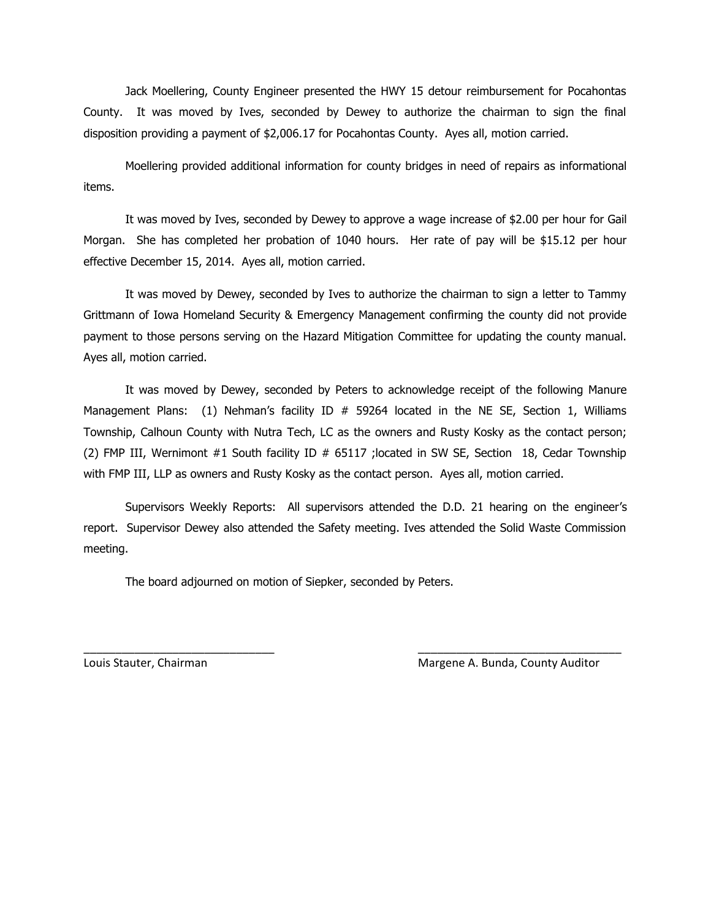Jack Moellering, County Engineer presented the HWY 15 detour reimbursement for Pocahontas County. It was moved by Ives, seconded by Dewey to authorize the chairman to sign the final disposition providing a payment of $2,006.17 for Pocahontas County. Ayes all, motion carried.

Moellering provided additional information for county bridges in need of repairs as informational items.

It was moved by Ives, seconded by Dewey to approve a wage increase of $2.00 per hour for Gail Morgan. She has completed her probation of 1040 hours. Her rate of pay will be $15.12 per hour effective December 15, 2014. Ayes all, motion carried.

It was moved by Dewey, seconded by Ives to authorize the chairman to sign a letter to Tammy Grittmann of Iowa Homeland Security & Emergency Management confirming the county did not provide payment to those persons serving on the Hazard Mitigation Committee for updating the county manual. Ayes all, motion carried.

It was moved by Dewey, seconded by Peters to acknowledge receipt of the following Manure Management Plans: (1) Nehman's facility ID # 59264 located in the NE SE, Section 1, Williams Township, Calhoun County with Nutra Tech, LC as the owners and Rusty Kosky as the contact person; (2) FMP III, Wernimont #1 South facility ID # 65117 ;located in SW SE, Section 18, Cedar Township with FMP III, LLP as owners and Rusty Kosky as the contact person. Ayes all, motion carried.

Supervisors Weekly Reports: All supervisors attended the D.D. 21 hearing on the engineer's report. Supervisor Dewey also attended the Safety meeting. Ives attended the Solid Waste Commission meeting.

The board adjourned on motion of Siepker, seconded by Peters.

\_\_\_\_\_\_\_\_\_\_\_\_\_\_\_\_\_\_\_\_\_\_\_\_\_\_\_\_\_\_ \_\_\_\_\_\_\_\_\_\_\_\_\_\_\_\_\_\_\_\_\_\_\_\_\_\_\_\_\_\_

Louis Stauter, Chairman Margene A. Bunda, County Auditor